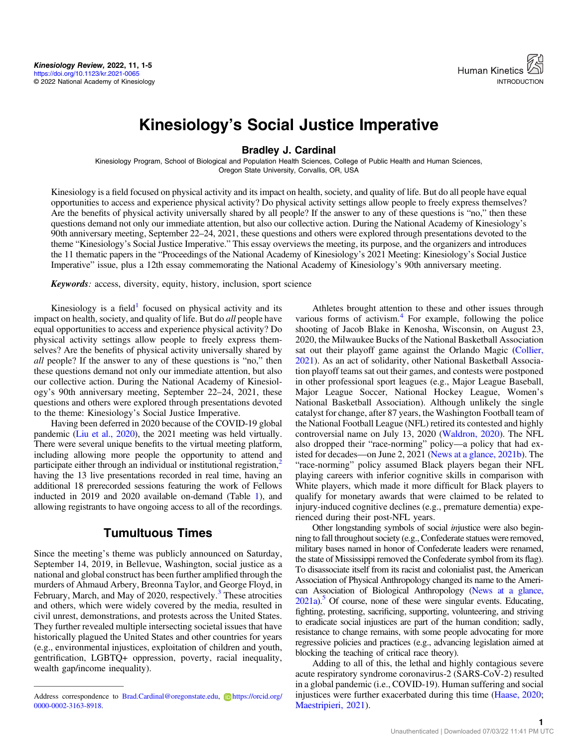# Kinesiology's Social Justice Imperative

**Bradley J. Cardinal**

Kinesiology Program, School of Biological and Population Health Sciences, College of Public Health and Human Sciences, Oregon State University, Corvallis, OR, USA

Kinesiology is a field focused on physical activity and its impact on health, society, and quality of life. But do all people have equal opportunities to access and experience physical activity? Do physical activity settings allow people to freely express themselves? Are the benefits of physical activity universally shared by all people? If the answer to any of these questions is "no," then these questions demand not only our immediate attention, but also our collective action. During the National Academy of Kinesiology's 90th anniversary meeting, September 22–24, 2021, these questions and others were explored through presentations devoted to the theme "Kinesiology's Social Justice Imperative." This essay overviews the meeting, its purpose, and the organizers and introduces the 11 thematic papers in the "Proceedings of the National Academy of Kinesiology's 2021 Meeting: Kinesiology's Social Justice Imperative" issue, plus a 12th essay commemorating the National Academy of Kinesiology's 90th anniversary meeting.

***Keywords***: access, diversity, equity, history, inclusion, sport science

Kinesiology is a field[1] focused on physical activity and its impact on health, society, and quality of life. But do *all* people have equal opportunities to access and experience physical activity? Do physical activity settings allow people to freely express themselves? Are the benefits of physical activity universally shared by *all* people? If the answer to any of these questions is "no," then these questions demand not only our immediate attention, but also our collective action. During the National Academy of Kinesiology's 90th anniversary meeting, September 22–24, 2021, these questions and others were explored through presentations devoted to the theme: Kinesiology's Social Justice Imperative.

Having been deferred in 2020 because of the COVID-19 global pandemic (Liu et al., 2020), the 2021 meeting was held virtually. There were several unique benefits to the virtual meeting platform, including allowing more people the opportunity to attend and participate either through an individual or institutional registration,[2] having the 13 live presentations recorded in real time, having an additional 18 prerecorded sessions featuring the work of Fellows inducted in 2019 and 2020 available on-demand (Table 1), and allowing registrants to have ongoing access to all of the recordings.

## Tumultuous Times

Since the meeting's theme was publicly announced on Saturday, September 14, 2019, in Bellevue, Washington, social justice as a national and global construct has been further amplified through the murders of Ahmaud Arbery, Breonna Taylor, and George Floyd, in February, March, and May of 2020, respectively.[3] These atrocities and others, which were widely covered by the media, resulted in civil unrest, demonstrations, and protests across the United States. They further revealed multiple intersecting societal issues that have historically plagued the United States and other countries for years (e.g., environmental injustices, exploitation of children and youth, gentrification, LGBTQ+ oppression, poverty, racial inequality, wealth gap/income inequality).

Athletes brought attention to these and other issues through various forms of activism.[4] For example, following the police shooting of Jacob Blake in Kenosha, Wisconsin, on August 23, 2020, the Milwaukee Bucks of the National Basketball Association sat out their playoff game against the Orlando Magic (Collier, 2021). As an act of solidarity, other National Basketball Association playoff teams sat out their games, and contests were postponed in other professional sport leagues (e.g., Major League Baseball, Major League Soccer, National Hockey League, Women's National Basketball Association). Although unlikely the single catalyst for change, after 87 years, the Washington Football team of the National Football League (NFL) retired its contested and highly controversial name on July 13, 2020 (Waldron, 2020). The NFL also dropped their "race-norming" policy—a policy that had existed for decades—on June 2, 2021 (News at a glance, 2021b). The "race-norming" policy assumed Black players began their NFL playing careers with inferior cognitive skills in comparison with White players, which made it more difficult for Black players to qualify for monetary awards that were claimed to be related to injury-induced cognitive declines (e.g., premature dementia) experienced during their post-NFL years.

Other longstanding symbols of social *in*justice were also beginning to fall throughout society (e.g., Confederate statues were removed, military bases named in honor of Confederate leaders were renamed, the state of Mississippi removed the Confederate symbol from its flag). To disassociate itself from its racist and colonialist past, the American Association of Physical Anthropology changed its name to the American Association of Biological Anthropology (News at a glance, 2021a).[5] Of course, none of these were singular events. Educating, fighting, protesting, sacrificing, supporting, volunteering, and striving to eradicate social injustices are part of the human condition; sadly, resistance to change remains, with some people advocating for more regressive policies and practices (e.g., advancing legislation aimed at blocking the teaching of critical race theory).

Adding to all of this, the lethal and highly contagious severe acute respiratory syndrome coronavirus-2 (SARS-CoV-2) resulted in a global pandemic (i.e., COVID-19). Human suffering and social injustices were further exacerbated during this time (Haase, 2020; Maestripieri, 2021).

---

Address correspondence to Brad.Cardinal@oregonstate.edu, https://orcid.org/0000-0002-3163-8918.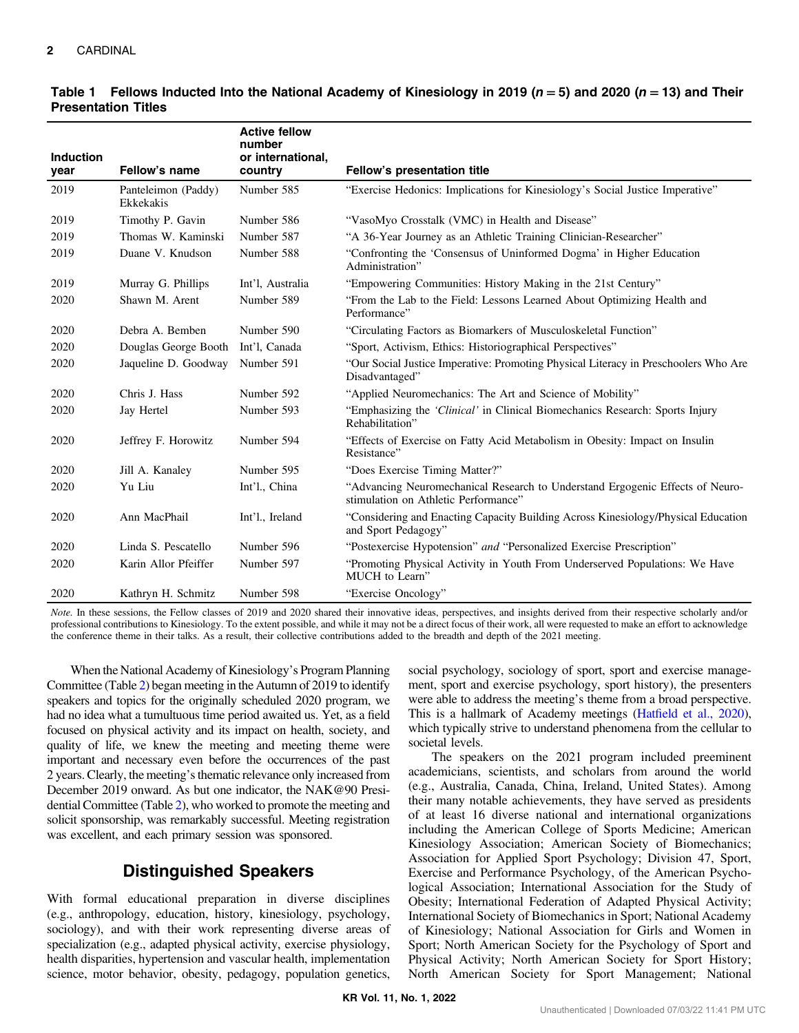**Table 1 Fellows Inducted Into the National Academy of Kinesiology in 2019 ($n = 5$) and 2020 ($n = 13$) and Their Presentation Titles**

| Induction year | Fellow's name | Active fellow number or international, country | Fellow's presentation title |
|---|---|---|---|
| 2019 | Panteleimon (Paddy) Ekkekakis | Number 585 | "Exercise Hedonics: Implications for Kinesiology's Social Justice Imperative" |
| 2019 | Timothy P. Gavin | Number 586 | "VasoMyo Crosstalk (VMC) in Health and Disease" |
| 2019 | Thomas W. Kaminski | Number 587 | "A 36-Year Journey as an Athletic Training Clinician-Researcher" |
| 2019 | Duane V. Knudson | Number 588 | "Confronting the 'Consensus of Uninformed Dogma' in Higher Education Administration" |
| 2019 | Murray G. Phillips | Int'l, Australia | "Empowering Communities: History Making in the 21st Century" |
| 2020 | Shawn M. Arent | Number 589 | "From the Lab to the Field: Lessons Learned About Optimizing Health and Performance" |
| 2020 | Debra A. Bemben | Number 590 | "Circulating Factors as Biomarkers of Musculoskeletal Function" |
| 2020 | Douglas George Booth | Int'l, Canada | "Sport, Activism, Ethics: Historiographical Perspectives" |
| 2020 | Jaqueline D. Goodway | Number 591 | "Our Social Justice Imperative: Promoting Physical Literacy in Preschoolers Who Are Disadvantaged" |
| 2020 | Chris J. Hass | Number 592 | "Applied Neuromechanics: The Art and Science of Mobility" |
| 2020 | Jay Hertel | Number 593 | "Emphasizing the *'Clinical'* in Clinical Biomechanics Research: Sports Injury Rehabilitation" |
| 2020 | Jeffrey F. Horowitz | Number 594 | "Effects of Exercise on Fatty Acid Metabolism in Obesity: Impact on Insulin Resistance" |
| 2020 | Jill A. Kanaley | Number 595 | "Does Exercise Timing Matter?" |
| 2020 | Yu Liu | Int'l., China | "Advancing Neuromechanical Research to Understand Ergogenic Effects of Neuro-stimulation on Athletic Performance" |
| 2020 | Ann MacPhail | Int'l., Ireland | "Considering and Enacting Capacity Building Across Kinesiology/Physical Education and Sport Pedagogy" |
| 2020 | Linda S. Pescatello | Number 596 | "Postexercise Hypotension" *and* "Personalized Exercise Prescription" |
| 2020 | Karin Allor Pfeiffer | Number 597 | "Promoting Physical Activity in Youth From Underserved Populations: We Have MUCH to Learn" |
| 2020 | Kathryn H. Schmitz | Number 598 | "Exercise Oncology" |

*Note.* In these sessions, the Fellow classes of 2019 and 2020 shared their innovative ideas, perspectives, and insights derived from their respective scholarly and/or professional contributions to Kinesiology. To the extent possible, and while it may not be a direct focus of their work, all were requested to make an effort to acknowledge the conference theme in their talks. As a result, their collective contributions added to the breadth and depth of the 2021 meeting.

When the National Academy of Kinesiology's Program Planning Committee (Table 2) began meeting in the Autumn of 2019 to identify speakers and topics for the originally scheduled 2020 program, we had no idea what a tumultuous time period awaited us. Yet, as a field focused on physical activity and its impact on health, society, and quality of life, we knew the meeting and meeting theme were important and necessary even before the occurrences of the past 2 years. Clearly, the meeting's thematic relevance only increased from December 2019 onward. As but one indicator, the NAK@90 Presidential Committee (Table 2), who worked to promote the meeting and solicit sponsorship, was remarkably successful. Meeting registration was excellent, and each primary session was sponsored.

## Distinguished Speakers

With formal educational preparation in diverse disciplines (e.g., anthropology, education, history, kinesiology, psychology, sociology), and with their work representing diverse areas of specialization (e.g., adapted physical activity, exercise physiology, health disparities, hypertension and vascular health, implementation science, motor behavior, obesity, pedagogy, population genetics, social psychology, sociology of sport, sport and exercise management, sport and exercise psychology, sport history), the presenters were able to address the meeting's theme from a broad perspective. This is a hallmark of Academy meetings (Hatfield et al., 2020), which typically strive to understand phenomena from the cellular to societal levels.

The speakers on the 2021 program included preeminent academicians, scientists, and scholars from around the world (e.g., Australia, Canada, China, Ireland, United States). Among their many notable achievements, they have served as presidents of at least 16 diverse national and international organizations including the American College of Sports Medicine; American Kinesiology Association; American Society of Biomechanics; Association for Applied Sport Psychology; Division 47, Sport, Exercise and Performance Psychology, of the American Psychological Association; International Association for the Study of Obesity; International Federation of Adapted Physical Activity; International Society of Biomechanics in Sport; National Academy of Kinesiology; National Association for Girls and Women in Sport; North American Society for the Psychology of Sport and Physical Activity; North American Society for Sport History; North American Society for Sport Management; National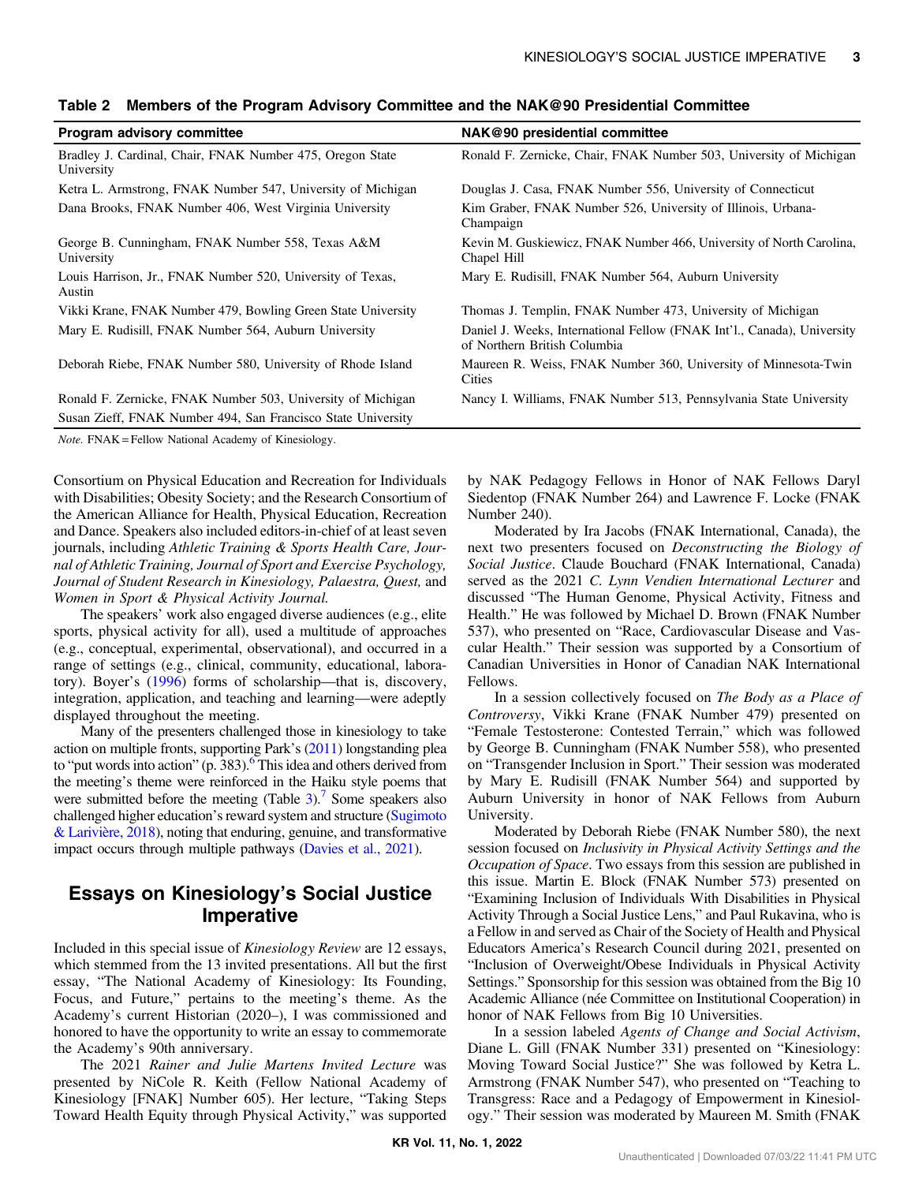**Table 2 Members of the Program Advisory Committee and the NAK@90 Presidential Committee**

| Program advisory committee | NAK@90 presidential committee |
| --- | --- |
| Bradley J. Cardinal, Chair, FNAK Number 475, Oregon State University | Ronald F. Zernicke, Chair, FNAK Number 503, University of Michigan |
| Ketra L. Armstrong, FNAK Number 547, University of Michigan | Douglas J. Casa, FNAK Number 556, University of Connecticut |
| Dana Brooks, FNAK Number 406, West Virginia University | Kim Graber, FNAK Number 526, University of Illinois, Urbana-Champaign |
| George B. Cunningham, FNAK Number 558, Texas A&M University | Kevin M. Guskiewicz, FNAK Number 466, University of North Carolina, Chapel Hill |
| Louis Harrison, Jr., FNAK Number 520, University of Texas, Austin | Mary E. Rudisill, FNAK Number 564, Auburn University |
| Vikki Krane, FNAK Number 479, Bowling Green State University | Thomas J. Templin, FNAK Number 473, University of Michigan |
| Mary E. Rudisill, FNAK Number 564, Auburn University | Daniel J. Weeks, International Fellow (FNAK Int'l., Canada), University of Northern British Columbia |
| Deborah Riebe, FNAK Number 580, University of Rhode Island | Maureen R. Weiss, FNAK Number 360, University of Minnesota-Twin Cities |
| Ronald F. Zernicke, FNAK Number 503, University of Michigan | Nancy I. Williams, FNAK Number 513, Pennsylvania State University |
| Susan Zieff, FNAK Number 494, San Francisco State University | |

*Note.* FNAK = Fellow National Academy of Kinesiology.

Consortium on Physical Education and Recreation for Individuals with Disabilities; Obesity Society; and the Research Consortium of the American Alliance for Health, Physical Education, Recreation and Dance. Speakers also included editors-in-chief of at least seven journals, including *Athletic Training & Sports Health Care, Journal of Athletic Training, Journal of Sport and Exercise Psychology, Journal of Student Research in Kinesiology, Palaestra, Quest,* and *Women in Sport & Physical Activity Journal.*

The speakers' work also engaged diverse audiences (e.g., elite sports, physical activity for all), used a multitude of approaches (e.g., conceptual, experimental, observational), and occurred in a range of settings (e.g., clinical, community, educational, laboratory). Boyer's (1996) forms of scholarship—that is, discovery, integration, application, and teaching and learning—were adeptly displayed throughout the meeting.

Many of the presenters challenged those in kinesiology to take action on multiple fronts, supporting Park's (2011) longstanding plea to "put words into action" (p. 383).[6] This idea and others derived from the meeting's theme were reinforced in the Haiku style poems that were submitted before the meeting (Table 3).[7] Some speakers also challenged higher education's reward system and structure (Sugimoto & Larivière, 2018), noting that enduring, genuine, and transformative impact occurs through multiple pathways (Davies et al., 2021).

## Essays on Kinesiology's Social Justice Imperative

Included in this special issue of *Kinesiology Review* are 12 essays, which stemmed from the 13 invited presentations. All but the first essay, "The National Academy of Kinesiology: Its Founding, Focus, and Future," pertains to the meeting's theme. As the Academy's current Historian (2020–), I was commissioned and honored to have the opportunity to write an essay to commemorate the Academy's 90th anniversary.

The 2021 *Rainer and Julie Martens Invited Lecture* was presented by NiCole R. Keith (Fellow National Academy of Kinesiology [FNAK] Number 605). Her lecture, "Taking Steps Toward Health Equity through Physical Activity," was supported by NAK Pedagogy Fellows in Honor of NAK Fellows Daryl Siedentop (FNAK Number 264) and Lawrence F. Locke (FNAK Number 240).

Moderated by Ira Jacobs (FNAK International, Canada), the next two presenters focused on *Deconstructing the Biology of Social Justice*. Claude Bouchard (FNAK International, Canada) served as the 2021 *C. Lynn Vendien International Lecturer* and discussed "The Human Genome, Physical Activity, Fitness and Health." He was followed by Michael D. Brown (FNAK Number 537), who presented on "Race, Cardiovascular Disease and Vascular Health." Their session was supported by a Consortium of Canadian Universities in Honor of Canadian NAK International Fellows.

In a session collectively focused on *The Body as a Place of Controversy*, Vikki Krane (FNAK Number 479) presented on "Female Testosterone: Contested Terrain," which was followed by George B. Cunningham (FNAK Number 558), who presented on "Transgender Inclusion in Sport." Their session was moderated by Mary E. Rudisill (FNAK Number 564) and supported by Auburn University in honor of NAK Fellows from Auburn University.

Moderated by Deborah Riebe (FNAK Number 580), the next session focused on *Inclusivity in Physical Activity Settings and the Occupation of Space*. Two essays from this session are published in this issue. Martin E. Block (FNAK Number 573) presented on "Examining Inclusion of Individuals With Disabilities in Physical Activity Through a Social Justice Lens," and Paul Rukavina, who is a Fellow in and served as Chair of the Society of Health and Physical Educators America's Research Council during 2021, presented on "Inclusion of Overweight/Obese Individuals in Physical Activity Settings." Sponsorship for this session was obtained from the Big 10 Academic Alliance (née Committee on Institutional Cooperation) in honor of NAK Fellows from Big 10 Universities.

In a session labeled *Agents of Change and Social Activism*, Diane L. Gill (FNAK Number 331) presented on "Kinesiology: Moving Toward Social Justice?" She was followed by Ketra L. Armstrong (FNAK Number 547), who presented on "Teaching to Transgress: Race and a Pedagogy of Empowerment in Kinesiology." Their session was moderated by Maureen M. Smith (FNAK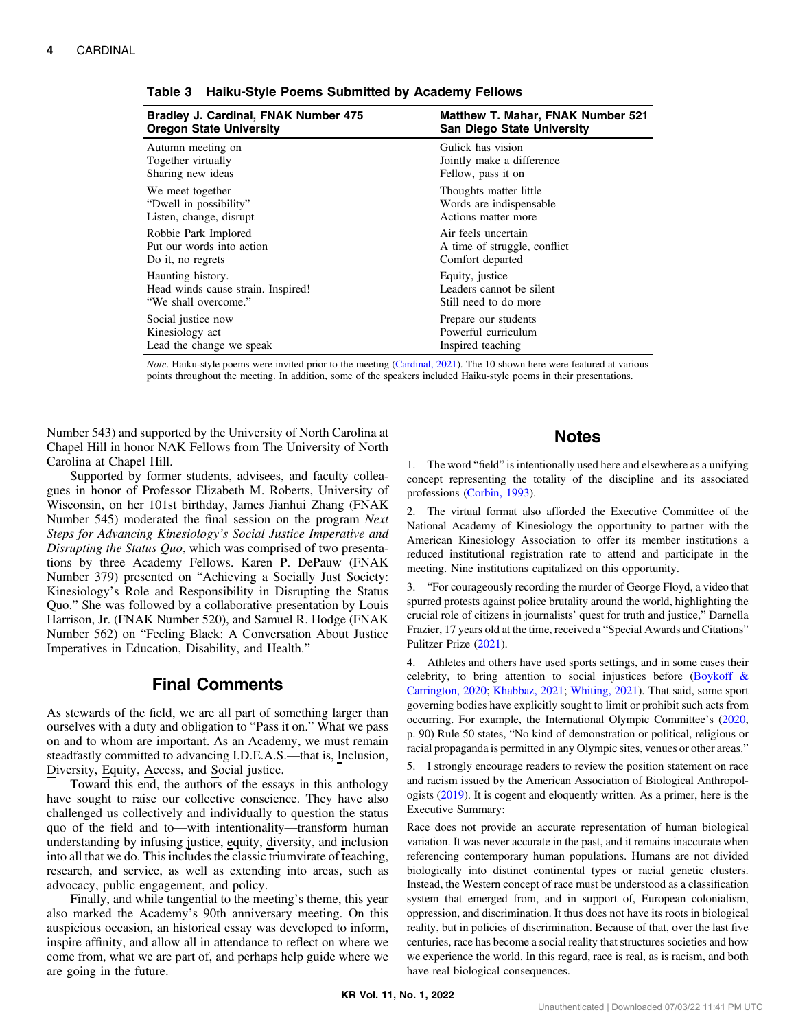**Table 3 Haiku-Style Poems Submitted by Academy Fellows**

| Bradley J. Cardinal, FNAK Number 475<br>Oregon State University | Matthew T. Mahar, FNAK Number 521<br>San Diego State University |
|---|---|
| Autumn meeting on<br>Together virtually<br>Sharing new ideas | Gulick has vision<br>Jointly make a difference<br>Fellow, pass it on |
| We meet together<br>"Dwell in possibility"<br>Listen, change, disrupt | Thoughts matter little<br>Words are indispensable<br>Actions matter more |
| Robbie Park Implored<br>Put our words into action<br>Do it, no regrets | Air feels uncertain<br>A time of struggle, conflict<br>Comfort departed |
| Haunting history.<br>Head winds cause strain. Inspired!<br>"We shall overcome." | Equity, justice<br>Leaders cannot be silent<br>Still need to do more |
| Social justice now<br>Kinesiology act<br>Lead the change we speak | Prepare our students<br>Powerful curriculum<br>Inspired teaching |

*Note*. Haiku-style poems were invited prior to the meeting (Cardinal, 2021). The 10 shown here were featured at various points throughout the meeting. In addition, some of the speakers included Haiku-style poems in their presentations.

Number 543) and supported by the University of North Carolina at Chapel Hill in honor NAK Fellows from The University of North Carolina at Chapel Hill.

Supported by former students, advisees, and faculty colleagues in honor of Professor Elizabeth M. Roberts, University of Wisconsin, on her 101st birthday, James Jianhui Zhang (FNAK Number 545) moderated the final session on the program *Next Steps for Advancing Kinesiology's Social Justice Imperative and Disrupting the Status Quo*, which was comprised of two presentations by three Academy Fellows. Karen P. DePauw (FNAK Number 379) presented on "Achieving a Socially Just Society: Kinesiology's Role and Responsibility in Disrupting the Status Quo." She was followed by a collaborative presentation by Louis Harrison, Jr. (FNAK Number 520), and Samuel R. Hodge (FNAK Number 562) on "Feeling Black: A Conversation About Justice Imperatives in Education, Disability, and Health."

## Final Comments

As stewards of the field, we are all part of something larger than ourselves with a duty and obligation to "Pass it on." What we pass on and to whom are important. As an Academy, we must remain steadfastly committed to advancing I.D.E.A.S.—that is, Inclusion, Diversity, Equity, Access, and Social justice.

Toward this end, the authors of the essays in this anthology have sought to raise our collective conscience. They have also challenged us collectively and individually to question the status quo of the field and to—with intentionality—transform human understanding by infusing justice, equity, diversity, and inclusion into all that we do. This includes the classic triumvirate of teaching, research, and service, as well as extending into areas, such as advocacy, public engagement, and policy.

Finally, and while tangential to the meeting's theme, this year also marked the Academy's 90th anniversary meeting. On this auspicious occasion, an historical essay was developed to inform, inspire affinity, and allow all in attendance to reflect on where we come from, what we are part of, and perhaps help guide where we are going in the future.

## Notes

1. The word "field" is intentionally used here and elsewhere as a unifying concept representing the totality of the discipline and its associated professions (Corbin, 1993).

2. The virtual format also afforded the Executive Committee of the National Academy of Kinesiology the opportunity to partner with the American Kinesiology Association to offer its member institutions a reduced institutional registration rate to attend and participate in the meeting. Nine institutions capitalized on this opportunity.

3. "For courageously recording the murder of George Floyd, a video that spurred protests against police brutality around the world, highlighting the crucial role of citizens in journalists' quest for truth and justice," Darnella Frazier, 17 years old at the time, received a "Special Awards and Citations" Pulitzer Prize (2021).

4. Athletes and others have used sports settings, and in some cases their celebrity, to bring attention to social injustices before (Boykoff & Carrington, 2020; Khabbaz, 2021; Whiting, 2021). That said, some sport governing bodies have explicitly sought to limit or prohibit such acts from occurring. For example, the International Olympic Committee's (2020, p. 90) Rule 50 states, "No kind of demonstration or political, religious or racial propaganda is permitted in any Olympic sites, venues or other areas."

5. I strongly encourage readers to review the position statement on race and racism issued by the American Association of Biological Anthropologists (2019). It is cogent and eloquently written. As a primer, here is the Executive Summary:

Race does not provide an accurate representation of human biological variation. It was never accurate in the past, and it remains inaccurate when referencing contemporary human populations. Humans are not divided biologically into distinct continental types or racial genetic clusters. Instead, the Western concept of race must be understood as a classification system that emerged from, and in support of, European colonialism, oppression, and discrimination. It thus does not have its roots in biological reality, but in policies of discrimination. Because of that, over the last five centuries, race has become a social reality that structures societies and how we experience the world. In this regard, race is real, as is racism, and both have real biological consequences.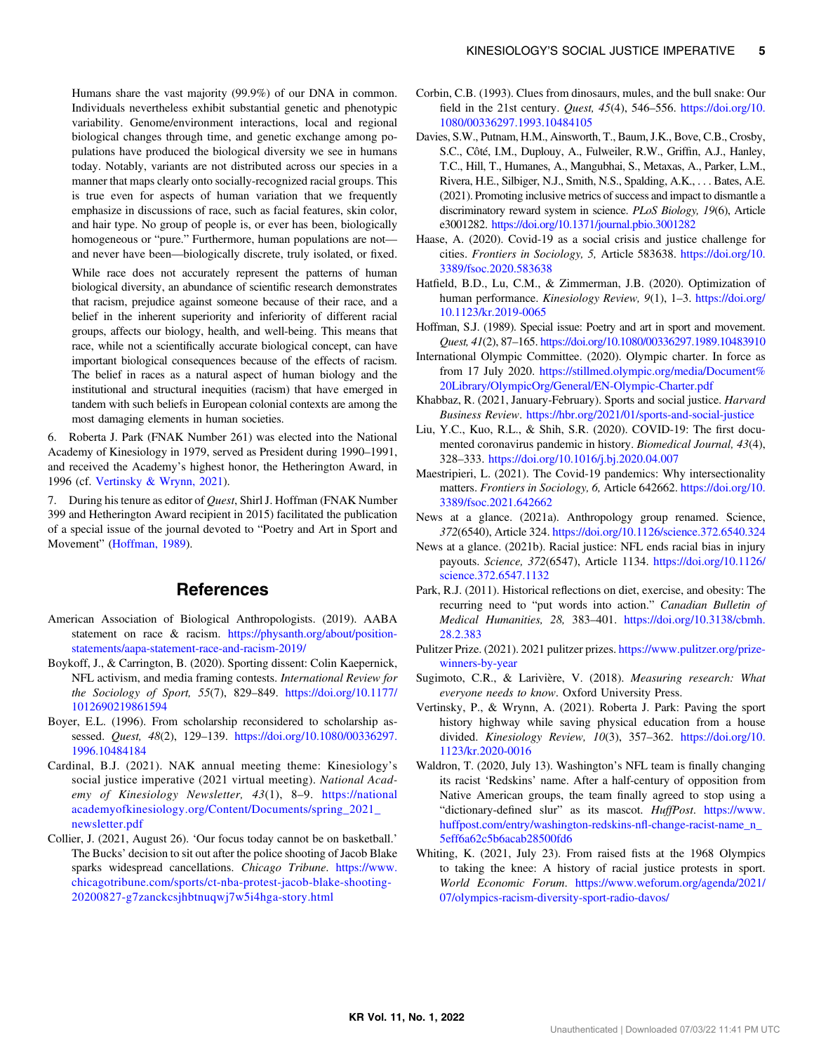> Humans share the vast majority (99.9%) of our DNA in common. Individuals nevertheless exhibit substantial genetic and phenotypic variability. Genome/environment interactions, local and regional biological changes through time, and genetic exchange among populations have produced the biological diversity we see in humans today. Notably, variants are not distributed across our species in a manner that maps clearly onto socially-recognized racial groups. This is true even for aspects of human variation that we frequently emphasize in discussions of race, such as facial features, skin color, and hair type. No group of people is, or ever has been, biologically homogeneous or "pure." Furthermore, human populations are not—and never have been—biologically discrete, truly isolated, or fixed.
>
> While race does not accurately represent the patterns of human biological diversity, an abundance of scientific research demonstrates that racism, prejudice against someone because of their race, and a belief in the inherent superiority and inferiority of different racial groups, affects our biology, health, and well-being. This means that race, while not a scientifically accurate biological concept, can have important biological consequences because of the effects of racism. The belief in races as a natural aspect of human biology and the institutional and structural inequities (racism) that have emerged in tandem with such beliefs in European colonial contexts are among the most damaging elements in human societies.

6. Roberta J. Park (FNAK Number 261) was elected into the National Academy of Kinesiology in 1979, served as President during 1990–1991, and received the Academy's highest honor, the Hetherington Award, in 1996 (cf. Vertinsky & Wrynn, 2021).

7. During his tenure as editor of *Quest*, Shirl J. Hoffman (FNAK Number 399 and Hetherington Award recipient in 2015) facilitated the publication of a special issue of the journal devoted to "Poetry and Art in Sport and Movement" (Hoffman, 1989).

## References

American Association of Biological Anthropologists. (2019). AABA statement on race & racism. https://physanth.org/about/position-statements/aapa-statement-race-and-racism-2019/

Boykoff, J., & Carrington, B. (2020). Sporting dissent: Colin Kaepernick, NFL activism, and media framing contests. *International Review for the Sociology of Sport, 55*(7), 829–849. https://doi.org/10.1177/1012690219861594

Boyer, E.L. (1996). From scholarship reconsidered to scholarship assessed. *Quest, 48*(2), 129–139. https://doi.org/10.1080/00336297.1996.10484184

Cardinal, B.J. (2021). NAK annual meeting theme: Kinesiology's social justice imperative (2021 virtual meeting). *National Academy of Kinesiology Newsletter, 43*(1), 8–9. https://nationalacademyofkinesiology.org/Content/Documents/spring_2021_newsletter.pdf

Collier, J. (2021, August 26). 'Our focus today cannot be on basketball.' The Bucks' decision to sit out after the police shooting of Jacob Blake sparks widespread cancellations. *Chicago Tribune*. https://www.chicagotribune.com/sports/ct-nba-protest-jacob-blake-shooting-20200827-g7zanckcsjhbtnuqwj7w5i4hga-story.html

Corbin, C.B. (1993). Clues from dinosaurs, mules, and the bull snake: Our field in the 21st century. *Quest, 45*(4), 546–556. https://doi.org/10.1080/00336297.1993.10484105

Davies, S.W., Putnam, H.M., Ainsworth, T., Baum, J.K., Bove, C.B., Crosby, S.C., Côté, I.M., Duplouy, A., Fulweiler, R.W., Griffin, A.J., Hanley, T.C., Hill, T., Humanes, A., Mangubhai, S., Metaxas, A., Parker, L.M., Rivera, H.E., Silbiger, N.J., Smith, N.S., Spalding, A.K., . . . Bates, A.E. (2021). Promoting inclusive metrics of success and impact to dismantle a discriminatory reward system in science. *PLoS Biology, 19*(6), Article e3001282. https://doi.org/10.1371/journal.pbio.3001282

Haase, A. (2020). Covid-19 as a social crisis and justice challenge for cities. *Frontiers in Sociology, 5,* Article 583638. https://doi.org/10.3389/fsoc.2020.583638

Hatfield, B.D., Lu, C.M., & Zimmerman, J.B. (2020). Optimization of human performance. *Kinesiology Review, 9*(1), 1–3. https://doi.org/10.1123/kr.2019-0065

Hoffman, S.J. (1989). Special issue: Poetry and art in sport and movement. *Quest, 41*(2), 87–165. https://doi.org/10.1080/00336297.1989.10483910

International Olympic Committee. (2020). Olympic charter. In force as from 17 July 2020. https://stillmed.olympic.org/media/Document%20Library/OlympicOrg/General/EN-Olympic-Charter.pdf

Khabbaz, R. (2021, January-February). Sports and social justice. *Harvard Business Review*. https://hbr.org/2021/01/sports-and-social-justice

Liu, Y.C., Kuo, R.L., & Shih, S.R. (2020). COVID-19: The first documented coronavirus pandemic in history. *Biomedical Journal, 43*(4), 328–333. https://doi.org/10.1016/j.bj.2020.04.007

Maestripieri, L. (2021). The Covid-19 pandemics: Why intersectionality matters. *Frontiers in Sociology, 6,* Article 642662. https://doi.org/10.3389/fsoc.2021.642662

News at a glance. (2021a). Anthropology group renamed. Science, *372*(6540), Article 324. https://doi.org/10.1126/science.372.6540.324

News at a glance. (2021b). Racial justice: NFL ends racial bias in injury payouts. *Science, 372*(6547), Article 1134. https://doi.org/10.1126/science.372.6547.1132

Park, R.J. (2011). Historical reflections on diet, exercise, and obesity: The recurring need to "put words into action." *Canadian Bulletin of Medical Humanities, 28,* 383–401. https://doi.org/10.3138/cbmh.28.2.383

Pulitzer Prize. (2021). 2021 pulitzer prizes. https://www.pulitzer.org/prize-winners-by-year

Sugimoto, C.R., & Larivière, V. (2018). *Measuring research: What everyone needs to know*. Oxford University Press.

Vertinsky, P., & Wrynn, A. (2021). Roberta J. Park: Paving the sport history highway while saving physical education from a house divided. *Kinesiology Review, 10*(3), 357–362. https://doi.org/10.1123/kr.2020-0016

Waldron, T. (2020, July 13). Washington's NFL team is finally changing its racist 'Redskins' name. After a half-century of opposition from Native American groups, the team finally agreed to stop using a "dictionary-defined slur" as its mascot. *HuffPost*. https://www.huffpost.com/entry/washington-redskins-nfl-change-racist-name_n_5eff6a62c5b6acab28500fd6

Whiting, K. (2021, July 23). From raised fists at the 1968 Olympics to taking the knee: A history of racial justice protests in sport. *World Economic Forum*. https://www.weforum.org/agenda/2021/07/olympics-racism-diversity-sport-radio-davos/